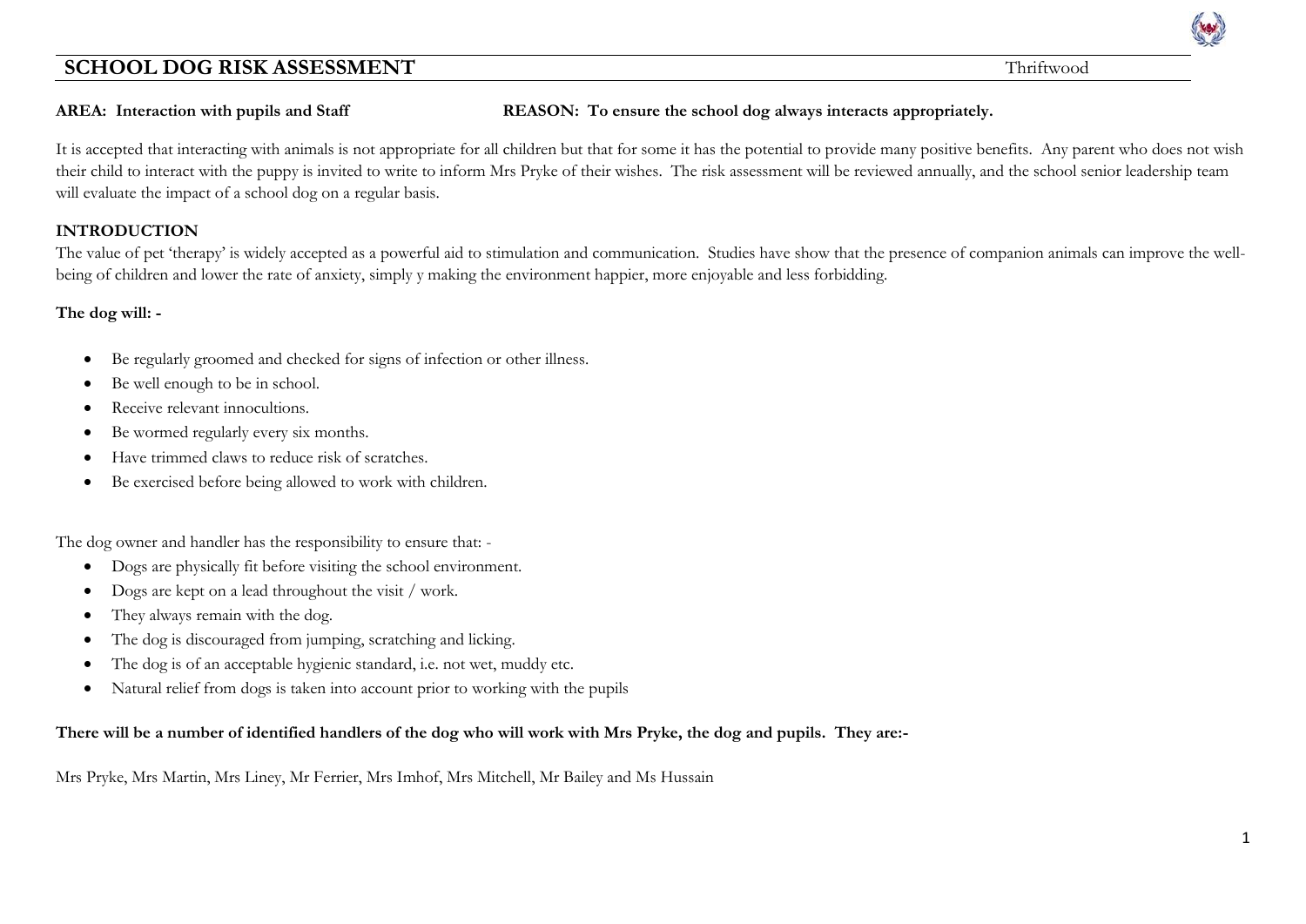# SCHOOL DOG RISK ASSESSMENT

Thriftwood

**AREA: Interaction with pupils and Staff** **REASON: To ensure the school dog always interacts appropriately.**

It is accepted that interacting with animals is not appropriate for all children but that for some it has the potential to provide many positive benefits. Any parent who does not wish their child to interact with the puppy is invited to write to inform Mrs Pryke of their wishes. The risk assessment will be reviewed annually, and the school senior leadership team will evaluate the impact of a school dog on a regular basis.

## INTRODUCTION

The value of pet 'therapy' is widely accepted as a powerful aid to stimulation and communication. Studies have show that the presence of companion animals can improve the well-being of children and lower the rate of anxiety, simply y making the environment happier, more enjoyable and less forbidding.

**The dog will: -**

- Be regularly groomed and checked for signs of infection or other illness.
- Be well enough to be in school.
- Receive relevant innocultions.
- Be wormed regularly every six months.
- Have trimmed claws to reduce risk of scratches.
- Be exercised before being allowed to work with children.

The dog owner and handler has the responsibility to ensure that: -

- Dogs are physically fit before visiting the school environment.
- Dogs are kept on a lead throughout the visit / work.
- They always remain with the dog.
- The dog is discouraged from jumping, scratching and licking.
- The dog is of an acceptable hygienic standard, i.e. not wet, muddy etc.
- Natural relief from dogs is taken into account prior to working with the pupils

**There will be a number of identified handlers of the dog who will work with Mrs Pryke, the dog and pupils. They are:-**

Mrs Pryke, Mrs Martin, Mrs Liney, Mr Ferrier, Mrs Imhof, Mrs Mitchell, Mr Bailey and Ms Hussain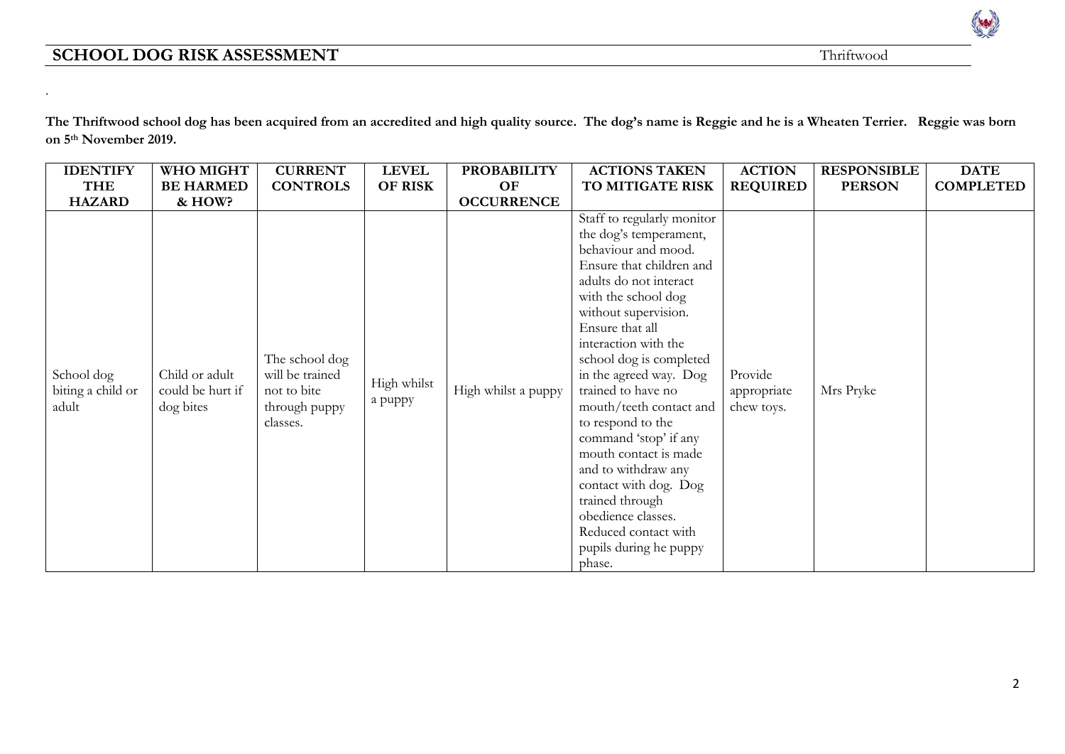## SCHOOL DOG RISK ASSESSMENT

Thriftwood

.

**The Thriftwood school dog has been acquired from an accredited and high quality source. The dog's name is Reggie and he is a Wheaten Terrier. Reggie was born on 5th November 2019.**

| IDENTIFY THE HAZARD | WHO MIGHT BE HARMED & HOW? | CURRENT CONTROLS | LEVEL OF RISK | PROBABILITY OF OCCURRENCE | ACTIONS TAKEN TO MITIGATE RISK | ACTION REQUIRED | RESPONSIBLE PERSON | DATE COMPLETED |
|---|---|---|---|---|---|---|---|---|
| School dog biting a child or adult | Child or adult could be hurt if dog bites | The school dog will be trained not to bite through puppy classes. | High whilst a puppy | High whilst a puppy | Staff to regularly monitor the dog's temperament, behaviour and mood. Ensure that children and adults do not interact with the school dog without supervision. Ensure that all interaction with the school dog is completed in the agreed way. Dog trained to have no mouth/teeth contact and to respond to the command 'stop' if any mouth contact is made and to withdraw any contact with dog. Dog trained through obedience classes. Reduced contact with pupils during he puppy phase. | Provide appropriate chew toys. | Mrs Pryke | |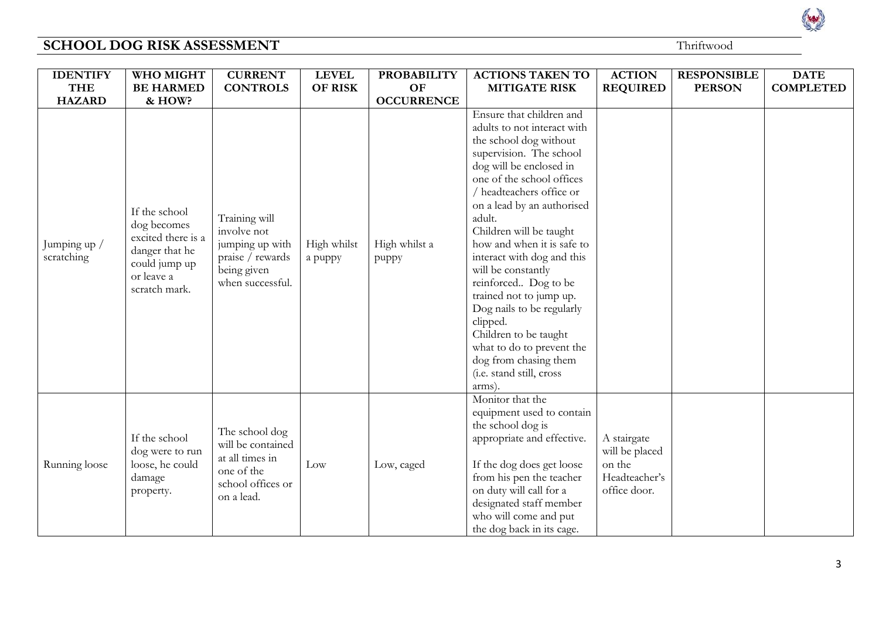# SCHOOL DOG RISK ASSESSMENT

Thriftwood

| IDENTIFY THE HAZARD | WHO MIGHT BE HARMED & HOW? | CURRENT CONTROLS | LEVEL OF RISK | PROBABILITY OF OCCURRENCE | ACTIONS TAKEN TO MITIGATE RISK | ACTION REQUIRED | RESPONSIBLE PERSON | DATE COMPLETED |
|---|---|---|---|---|---|---|---|---|
| Jumping up / scratching | If the school dog becomes excited there is a danger that he could jump up or leave a scratch mark. | Training will involve not jumping up with praise / rewards being given when successful. | High whilst a puppy | High whilst a puppy | Ensure that children and adults to not interact with the school dog without supervision. The school dog will be enclosed in one of the school offices / headteachers office or on a lead by an authorised adult.<br>Children will be taught how and when it is safe to interact with dog and this will be constantly reinforced.. Dog to be trained not to jump up. Dog nails to be regularly clipped.<br>Children to be taught what to do to prevent the dog from chasing them (i.e. stand still, cross arms). | | | |
| Running loose | If the school dog were to run loose, he could damage property. | The school dog will be contained at all times in one of the school offices or on a lead. | Low | Low, caged | Monitor that the equipment used to contain the school dog is appropriate and effective.<br><br>If the dog does get loose from his pen the teacher on duty will call for a designated staff member who will come and put the dog back in its cage. | A stairgate will be placed on the Headteacher's office door. | | |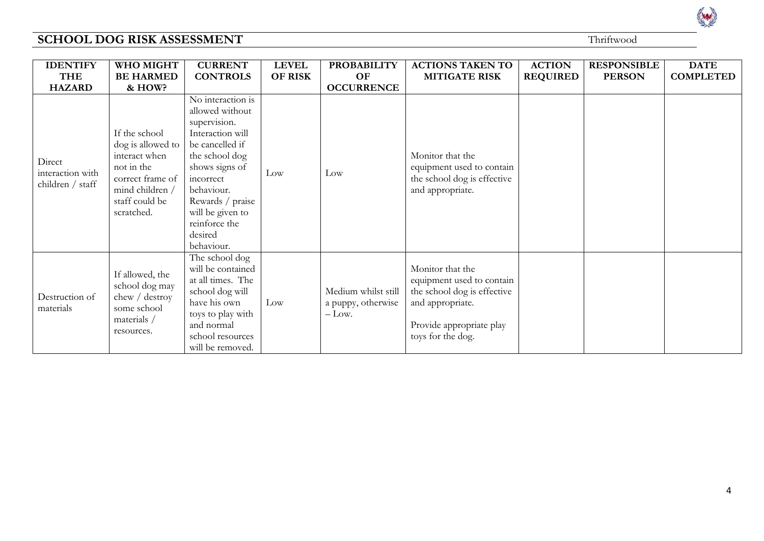## SCHOOL DOG RISK ASSESSMENT

Thriftwood

| IDENTIFY THE HAZARD | WHO MIGHT BE HARMED & HOW? | CURRENT CONTROLS | LEVEL OF RISK | PROBABILITY OF OCCURRENCE | ACTIONS TAKEN TO MITIGATE RISK | ACTION REQUIRED | RESPONSIBLE PERSON | DATE COMPLETED |
|---|---|---|---|---|---|---|---|---|
| Direct interaction with children / staff | If the school dog is allowed to interact when not in the correct frame of mind children / staff could be scratched. | No interaction is allowed without supervision. Interaction will be cancelled if the school dog shows signs of incorrect behaviour. Rewards / praise will be given to reinforce the desired behaviour. | Low | Low | Monitor that the equipment used to contain the school dog is effective and appropriate. | | | |
| Destruction of materials | If allowed, the school dog may chew / destroy some school materials / resources. | The school dog will be contained at all times. The school dog will have his own toys to play with and normal school resources will be removed. | Low | Medium whilst still a puppy, otherwise – Low. | Monitor that the equipment used to contain the school dog is effective and appropriate.<br><br>Provide appropriate play toys for the dog. | | | |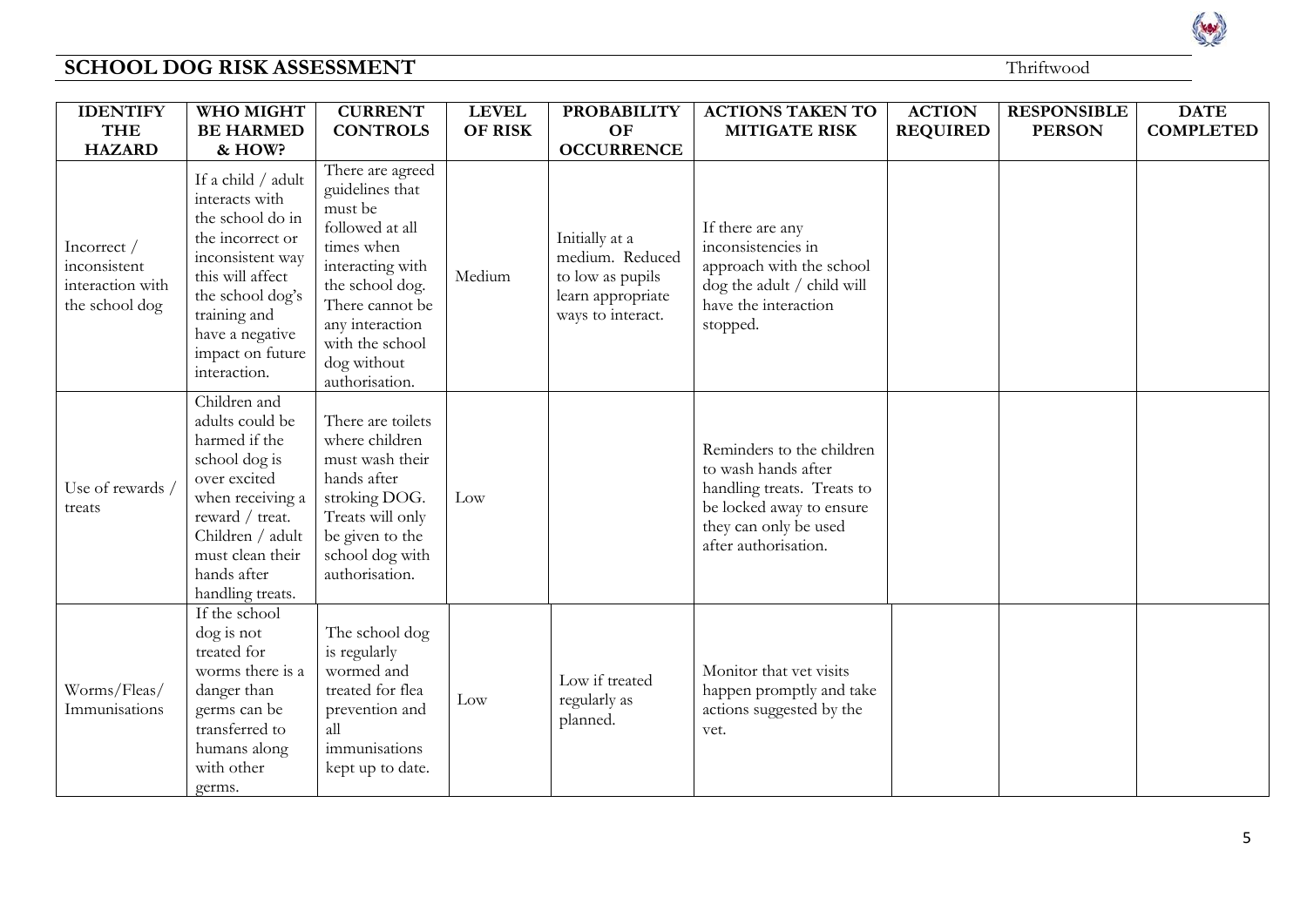## SCHOOL DOG RISK ASSESSMENT

Thriftwood

| IDENTIFY THE HAZARD | WHO MIGHT BE HARMED & HOW? | CURRENT CONTROLS | LEVEL OF RISK | PROBABILITY OF OCCURRENCE | ACTIONS TAKEN TO MITIGATE RISK | ACTION REQUIRED | RESPONSIBLE PERSON | DATE COMPLETED |
|---|---|---|---|---|---|---|---|---|
| Incorrect / inconsistent interaction with the school dog | If a child / adult interacts with the school do in the incorrect or inconsistent way this will affect the school dog's training and have a negative impact on future interaction. | There are agreed guidelines that must be followed at all times when interacting with the school dog. There cannot be any interaction with the school dog without authorisation. | Medium | Initially at a medium. Reduced to low as pupils learn appropriate ways to interact. | If there are any inconsistencies in approach with the school dog the adult / child will have the interaction stopped. | | | |
| Use of rewards / treats | Children and adults could be harmed if the school dog is over excited when receiving a reward / treat. Children / adult must clean their hands after handling treats. | There are toilets where children must wash their hands after stroking DOG. Treats will only be given to the school dog with authorisation. | Low | | Reminders to the children to wash hands after handling treats. Treats to be locked away to ensure they can only be used after authorisation. | | | |
| Worms/Fleas/ Immunisations | If the school dog is not treated for worms there is a danger than germs can be transferred to humans along with other germs. | The school dog is regularly wormed and treated for flea prevention and all immunisations kept up to date. | Low | Low if treated regularly as planned. | Monitor that vet visits happen promptly and take actions suggested by the vet. | | | |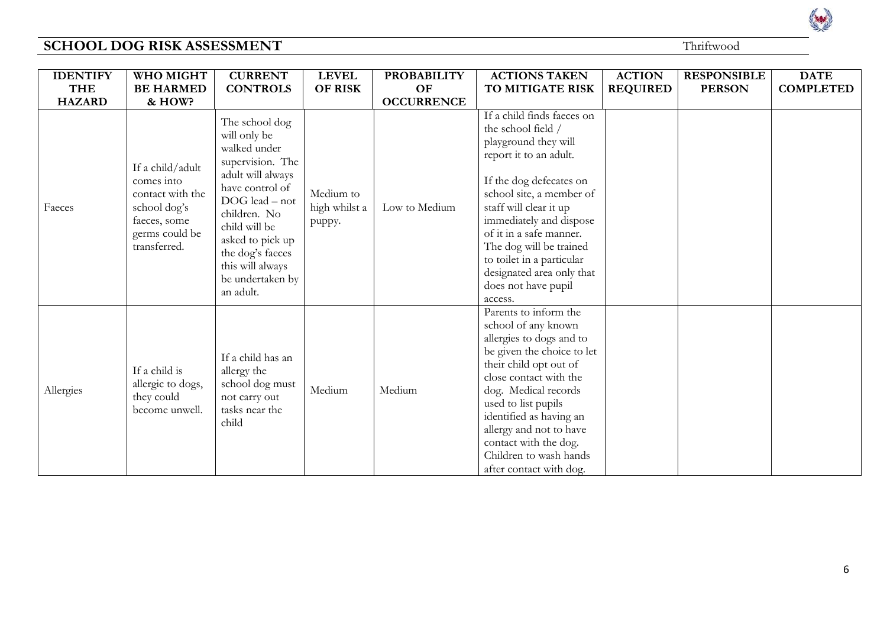## SCHOOL DOG RISK ASSESSMENT

Thriftwood

| IDENTIFY THE HAZARD | WHO MIGHT BE HARMED & HOW? | CURRENT CONTROLS | LEVEL OF RISK | PROBABILITY OF OCCURRENCE | ACTIONS TAKEN TO MITIGATE RISK | ACTION REQUIRED | RESPONSIBLE PERSON | DATE COMPLETED |
|---|---|---|---|---|---|---|---|---|
| Faeces | If a child/adult comes into contact with the school dog's faeces, some germs could be transferred. | The school dog will only be walked under supervision. The adult will always have control of DOG lead – not children. No child will be asked to pick up the dog's faeces this will always be undertaken by an adult. | Medium to high whilst a puppy. | Low to Medium | If a child finds faeces on the school field / playground they will report it to an adult.<br><br>If the dog defecates on school site, a member of staff will clear it up immediately and dispose of it in a safe manner. The dog will be trained to toilet in a particular designated area only that does not have pupil access. | | | |
| Allergies | If a child is allergic to dogs, they could become unwell. | If a child has an allergy the school dog must not carry out tasks near the child | Medium | Medium | Parents to inform the school of any known allergies to dogs and to be given the choice to let their child opt out of close contact with the dog. Medical records used to list pupils identified as having an allergy and not to have contact with the dog. Children to wash hands after contact with dog. | | | |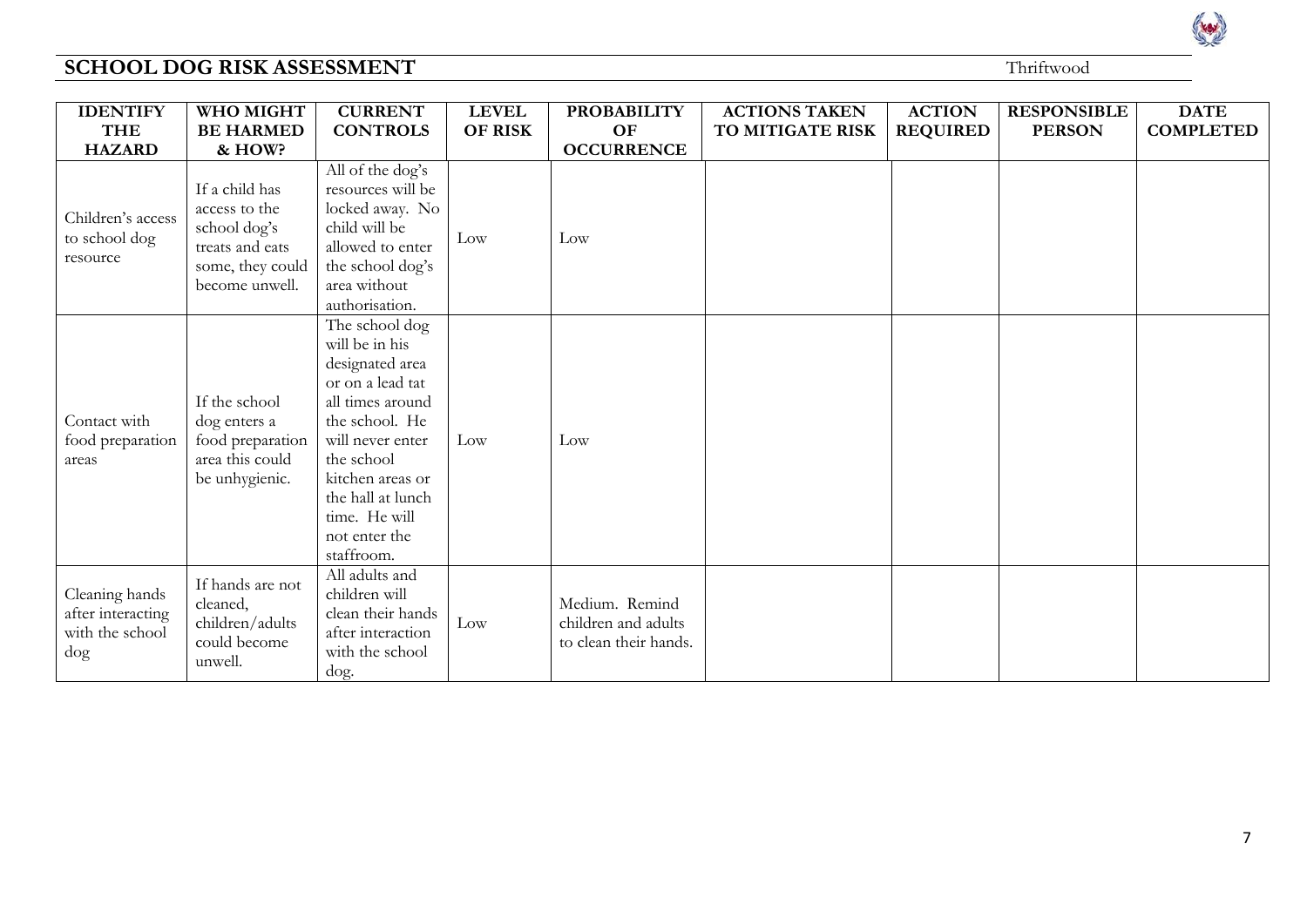# SCHOOL DOG RISK ASSESSMENT

Thriftwood

| IDENTIFY THE HAZARD | WHO MIGHT BE HARMED & HOW? | CURRENT CONTROLS | LEVEL OF RISK | PROBABILITY OF OCCURRENCE | ACTIONS TAKEN TO MITIGATE RISK | ACTION REQUIRED | RESPONSIBLE PERSON | DATE COMPLETED |
|---|---|---|---|---|---|---|---|---|
| Children's access to school dog resource | If a child has access to the school dog's treats and eats some, they could become unwell. | All of the dog's resources will be locked away. No child will be allowed to enter the school dog's area without authorisation. | Low | Low | | | | |
| Contact with food preparation areas | If the school dog enters a food preparation area this could be unhygienic. | The school dog will be in his designated area or on a lead tat all times around the school. He will never enter the school kitchen areas or the hall at lunch time. He will not enter the staffroom. | Low | Low | | | | |
| Cleaning hands after interacting with the school dog | If hands are not cleaned, children/adults could become unwell. | All adults and children will clean their hands after interaction with the school dog. | Low | Medium. Remind children and adults to clean their hands. | | | | |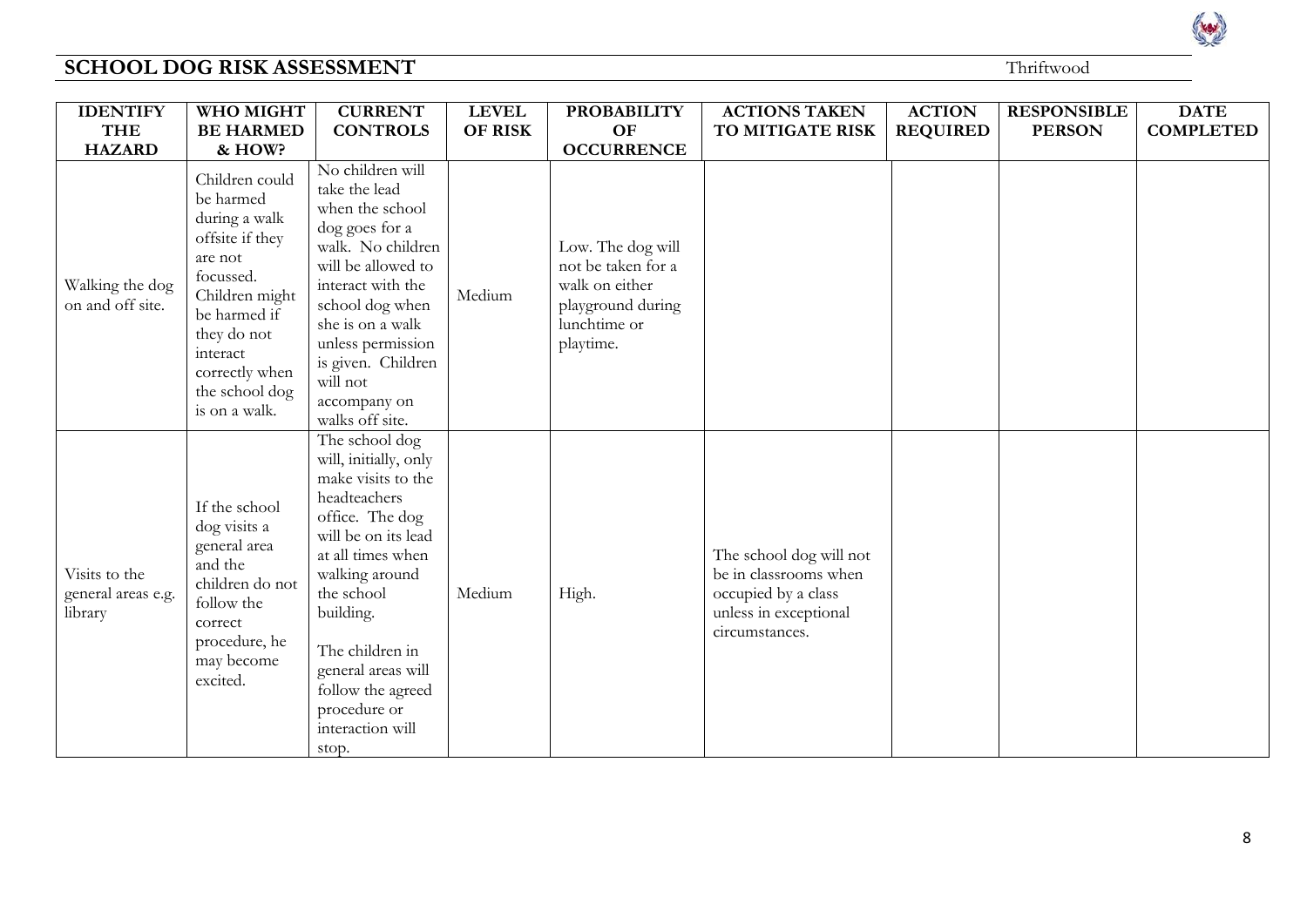## SCHOOL DOG RISK ASSESSMENT

Thriftwood

| IDENTIFY THE HAZARD | WHO MIGHT BE HARMED & HOW? | CURRENT CONTROLS | LEVEL OF RISK | PROBABILITY OF OCCURRENCE | ACTIONS TAKEN TO MITIGATE RISK | ACTION REQUIRED | RESPONSIBLE PERSON | DATE COMPLETED |
|---|---|---|---|---|---|---|---|---|
| Walking the dog on and off site. | Children could be harmed during a walk offsite if they are not focussed. Children might be harmed if they do not interact correctly when the school dog is on a walk. | No children will take the lead when the school dog goes for a walk. No children will be allowed to interact with the school dog when she is on a walk unless permission is given. Children will not accompany on walks off site. | Medium | Low. The dog will not be taken for a walk on either playground during lunchtime or playtime. | | | | |
| Visits to the general areas e.g. library | If the school dog visits a general area and the children do not follow the correct procedure, he may become excited. | The school dog will, initially, only make visits to the headteachers office. The dog will be on its lead at all times when walking around the school building.<br><br>The children in general areas will follow the agreed procedure or interaction will stop. | Medium | High. | The school dog will not be in classrooms when occupied by a class unless in exceptional circumstances. | | | |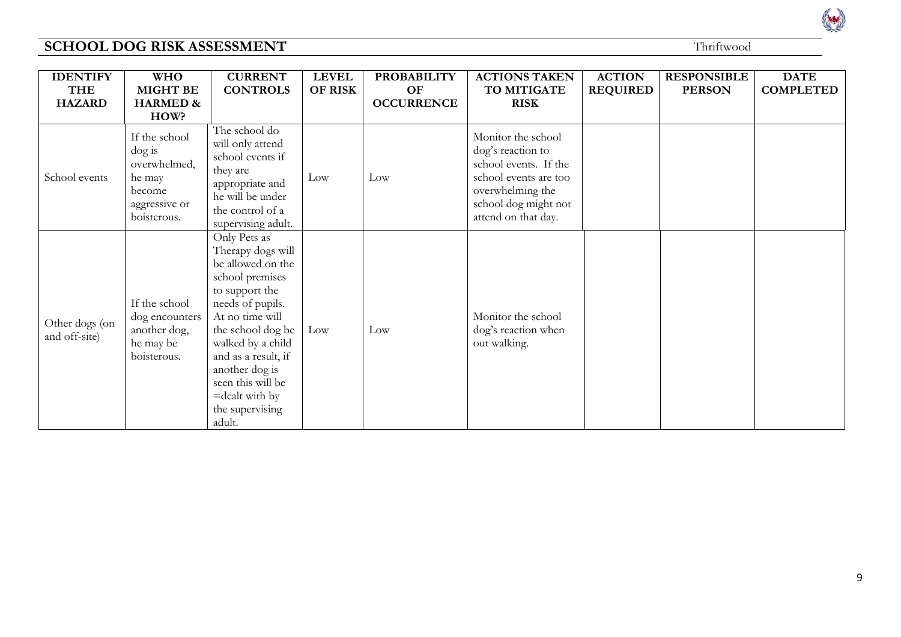## SCHOOL DOG RISK ASSESSMENT

Thriftwood

| IDENTIFY THE HAZARD | WHO MIGHT BE HARMED & HOW? | CURRENT CONTROLS | LEVEL OF RISK | PROBABILITY OF OCCURRENCE | ACTIONS TAKEN TO MITIGATE RISK | ACTION REQUIRED | RESPONSIBLE PERSON | DATE COMPLETED |
|---|---|---|---|---|---|---|---|---|
| School events | If the school dog is overwhelmed, he may become aggressive or boisterous. | The school do will only attend school events if they are appropriate and he will be under the control of a supervising adult. | Low | Low | Monitor the school dog's reaction to school events. If the school events are too overwhelming the school dog might not attend on that day. | | | |
| Other dogs (on and off-site) | If the school dog encounters another dog, he may be boisterous. | Only Pets as Therapy dogs will be allowed on the school premises to support the needs of pupils. At no time will the school dog be walked by a child and as a result, if another dog is seen this will be =dealt with by the supervising adult. | Low | Low | Monitor the school dog's reaction when out walking. | | | |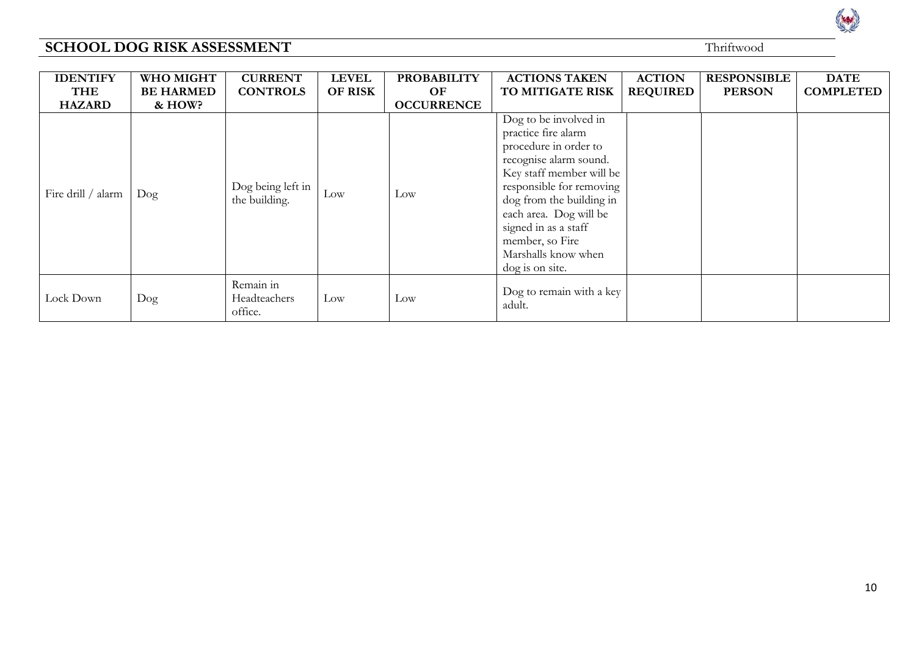## SCHOOL DOG RISK ASSESSMENT

Thriftwood

| IDENTIFY THE HAZARD | WHO MIGHT BE HARMED & HOW? | CURRENT CONTROLS | LEVEL OF RISK | PROBABILITY OF OCCURRENCE | ACTIONS TAKEN TO MITIGATE RISK | ACTION REQUIRED | RESPONSIBLE PERSON | DATE COMPLETED |
|---|---|---|---|---|---|---|---|---|
| Fire drill / alarm | Dog | Dog being left in the building. | Low | Low | Dog to be involved in practice fire alarm procedure in order to recognise alarm sound. Key staff member will be responsible for removing dog from the building in each area. Dog will be signed in as a staff member, so Fire Marshalls know when dog is on site. | | | |
| Lock Down | Dog | Remain in Headteachers office. | Low | Low | Dog to remain with a key adult. | | | |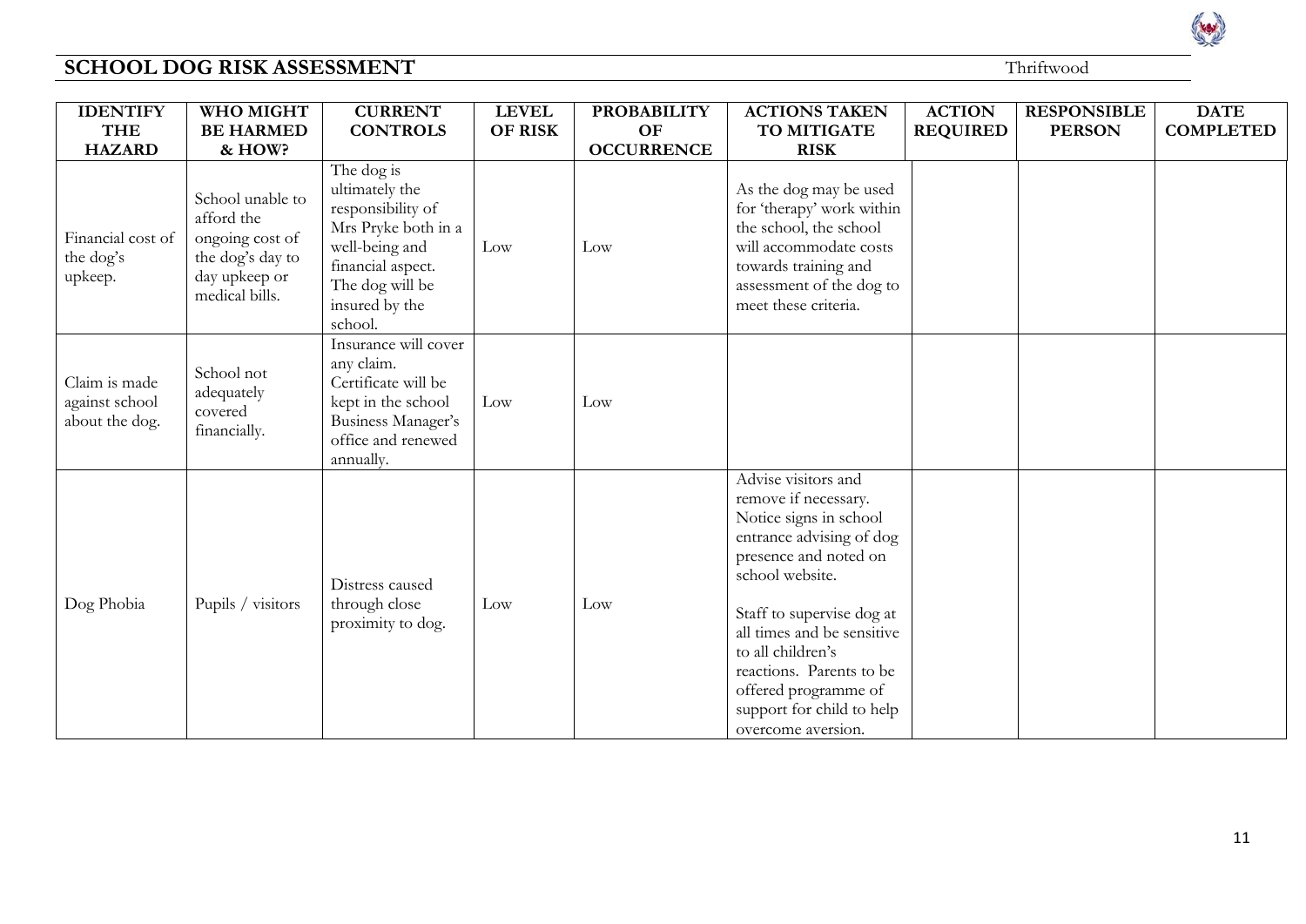## SCHOOL DOG RISK ASSESSMENT

Thriftwood

| IDENTIFY THE HAZARD | WHO MIGHT BE HARMED & HOW? | CURRENT CONTROLS | LEVEL OF RISK | PROBABILITY OF OCCURRENCE | ACTIONS TAKEN TO MITIGATE RISK | ACTION REQUIRED | RESPONSIBLE PERSON | DATE COMPLETED |
|---|---|---|---|---|---|---|---|---|
| Financial cost of the dog's upkeep. | School unable to afford the ongoing cost of the dog's day to day upkeep or medical bills. | The dog is ultimately the responsibility of Mrs Pryke both in a well-being and financial aspect. The dog will be insured by the school. | Low | Low | As the dog may be used for 'therapy' work within the school, the school will accommodate costs towards training and assessment of the dog to meet these criteria. | | | |
| Claim is made against school about the dog. | School not adequately covered financially. | Insurance will cover any claim. Certificate will be kept in the school Business Manager's office and renewed annually. | Low | Low | | | | |
| Dog Phobia | Pupils / visitors | Distress caused through close proximity to dog. | Low | Low | Advise visitors and remove if necessary. Notice signs in school entrance advising of dog presence and noted on school website.<br><br>Staff to supervise dog at all times and be sensitive to all children's reactions. Parents to be offered programme of support for child to help overcome aversion. | | | |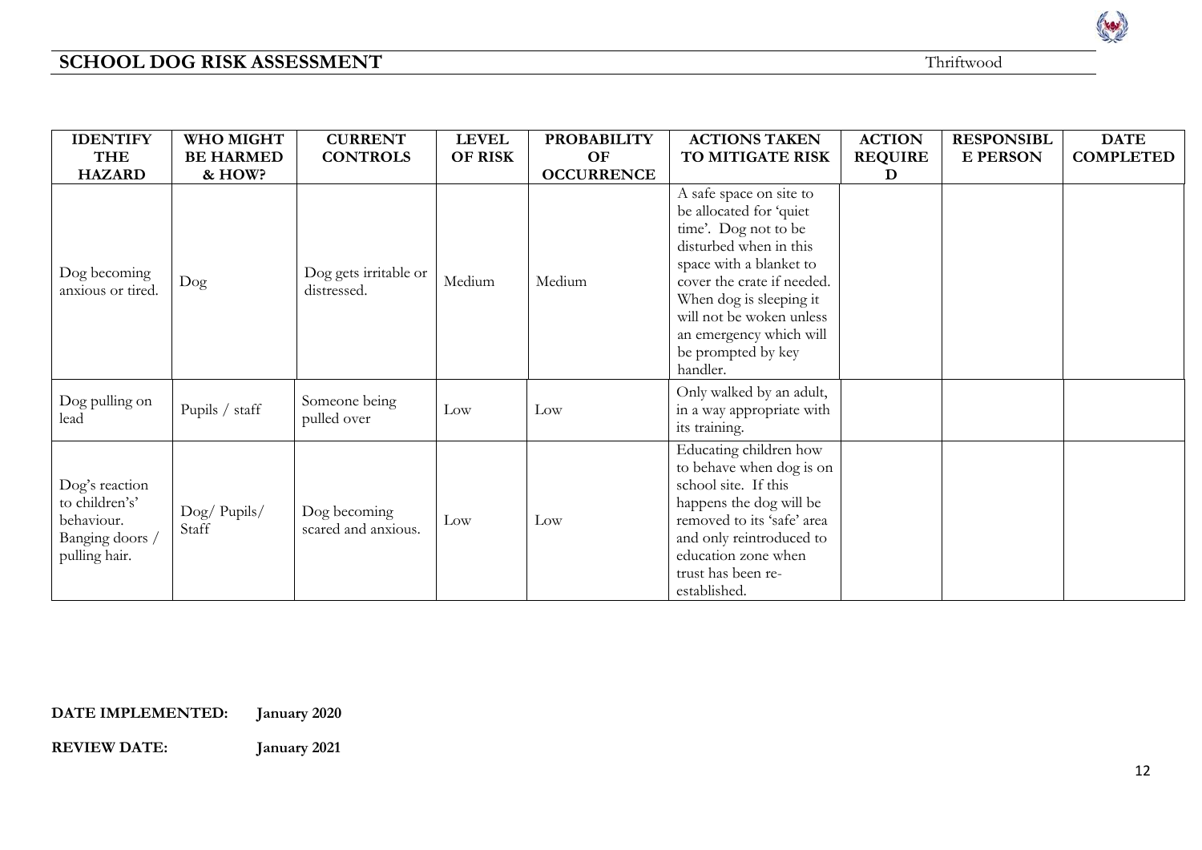## SCHOOL DOG RISK ASSESSMENT

Thriftwood

| IDENTIFY THE HAZARD | WHO MIGHT BE HARMED & HOW? | CURRENT CONTROLS | LEVEL OF RISK | PROBABILITY OF OCCURRENCE | ACTIONS TAKEN TO MITIGATE RISK | ACTION REQUIRED | RESPONSIBLE PERSON | DATE COMPLETED |
|---|---|---|---|---|---|---|---|---|
| Dog becoming anxious or tired. | Dog | Dog gets irritable or distressed. | Medium | Medium | A safe space on site to be allocated for 'quiet time'. Dog not to be disturbed when in this space with a blanket to cover the crate if needed. When dog is sleeping it will not be woken unless an emergency which will be prompted by key handler. | | | |
| Dog pulling on lead | Pupils / staff | Someone being pulled over | Low | Low | Only walked by an adult, in a way appropriate with its training. | | | |
| Dog's reaction to children's' behaviour. Banging doors / pulling hair. | Dog/ Pupils/ Staff | Dog becoming scared and anxious. | Low | Low | Educating children how to behave when dog is on school site. If this happens the dog will be removed to its 'safe' area and only reintroduced to education zone when trust has been re-established. | | | |

**DATE IMPLEMENTED:** **January 2020**

**REVIEW DATE:** **January 2021**